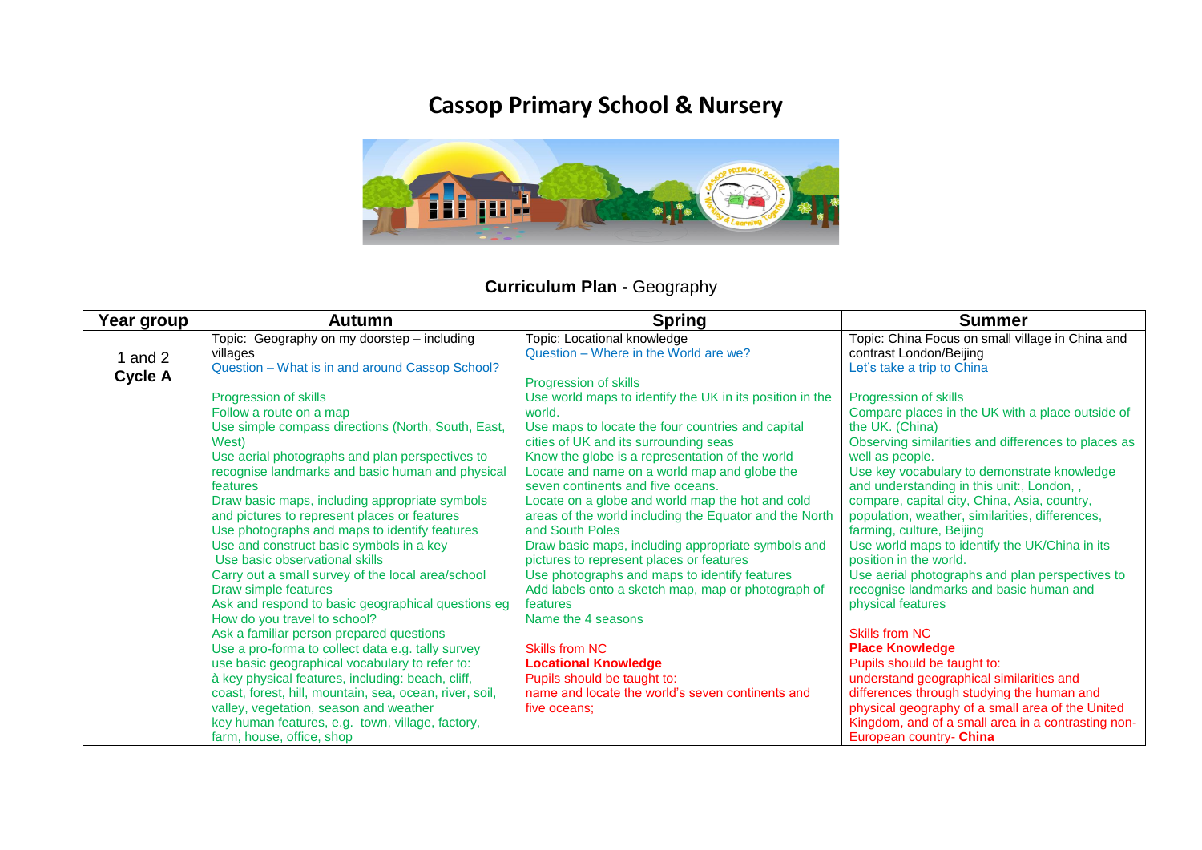# Cassop Primary School & Nursery

**Curriculum Plan -** Geography

| Year group | Autumn | Spring | Summer |
|---|---|---|---|
| 1 and 2 **Cycle A** | Topic: Geography on my doorstep – including villages<br>Question – What is in and around Cassop School?<br><br>Progression of skills<br>Follow a route on a map<br>Use simple compass directions (North, South, East, West)<br>Use aerial photographs and plan perspectives to recognise landmarks and basic human and physical features<br>Draw basic maps, including appropriate symbols and pictures to represent places or features<br>Use photographs and maps to identify features<br>Use and construct basic symbols in a key<br>Use basic observational skills<br>Carry out a small survey of the local area/school<br>Draw simple features<br>Ask and respond to basic geographical questions eg How do you travel to school?<br>Ask a familiar person prepared questions<br>Use a pro-forma to collect data e.g. tally survey<br>use basic geographical vocabulary to refer to:<br>à key physical features, including: beach, cliff, coast, forest, hill, mountain, sea, ocean, river, soil, valley, vegetation, season and weather<br>key human features, e.g. town, village, factory, farm, house, office, shop | Topic: Locational knowledge<br>Question – Where in the World are we?<br><br>Progression of skills<br>Use world maps to identify the UK in its position in the world.<br>Use maps to locate the four countries and capital cities of UK and its surrounding seas<br>Know the globe is a representation of the world<br>Locate and name on a world map and globe the seven continents and five oceans.<br>Locate on a globe and world map the hot and cold areas of the world including the Equator and the North and South Poles<br>Draw basic maps, including appropriate symbols and pictures to represent places or features<br>Use photographs and maps to identify features<br>Add labels onto a sketch map, map or photograph of features<br>Name the 4 seasons<br><br>Skills from NC<br>**Locational Knowledge**<br>Pupils should be taught to:<br>name and locate the world's seven continents and five oceans; | Topic: China Focus on small village in China and contrast London/Beijing<br>Let's take a trip to China<br><br>Progression of skills<br>Compare places in the UK with a place outside of the UK. (China)<br>Observing similarities and differences to places as well as people.<br>Use key vocabulary to demonstrate knowledge and understanding in this unit:, London, , compare, capital city, China, Asia, country, population, weather, similarities, differences, farming, culture, Beijing<br>Use world maps to identify the UK/China in its position in the world.<br>Use aerial photographs and plan perspectives to recognise landmarks and basic human and physical features<br><br>Skills from NC<br>**Place Knowledge**<br>Pupils should be taught to:<br>understand geographical similarities and differences through studying the human and physical geography of a small area of the United Kingdom, and of a small area in a contrasting non-European country- **China** |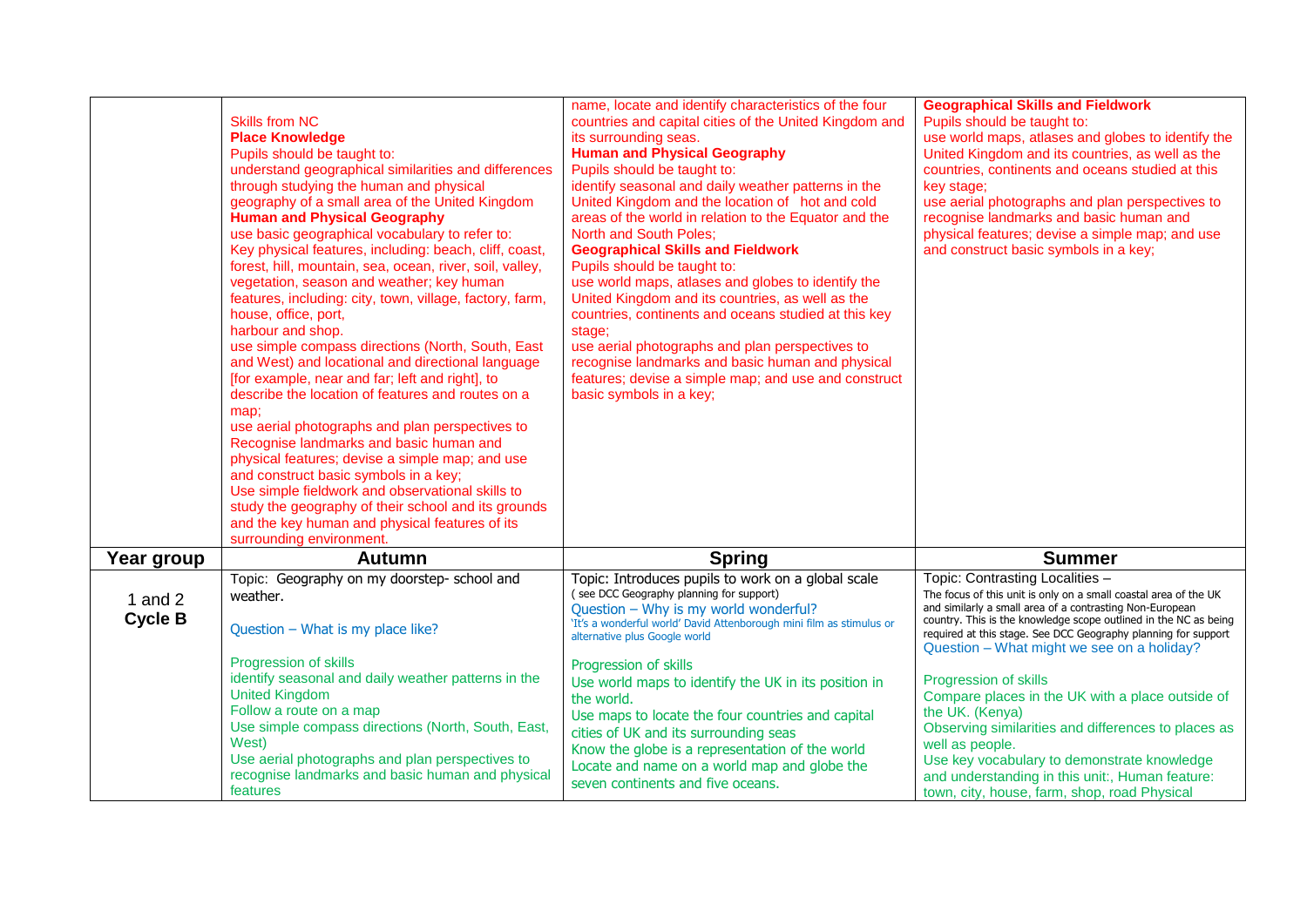| | | | |
|---|---|---|---|
| | Skills from NC<br>**Place Knowledge**<br>Pupils should be taught to:<br>understand geographical similarities and differences through studying the human and physical geography of a small area of the United Kingdom<br>**Human and Physical Geography**<br>use basic geographical vocabulary to refer to:<br>Key physical features, including: beach, cliff, coast, forest, hill, mountain, sea, ocean, river, soil, valley, vegetation, season and weather; key human features, including: city, town, village, factory, farm, house, office, port,<br>harbour and shop.<br>use simple compass directions (North, South, East and West) and locational and directional language [for example, near and far; left and right], to describe the location of features and routes on a map;<br>use aerial photographs and plan perspectives to Recognise landmarks and basic human and physical features; devise a simple map; and use and construct basic symbols in a key;<br>Use simple fieldwork and observational skills to study the geography of their school and its grounds and the key human and physical features of its surrounding environment. | name, locate and identify characteristics of the four countries and capital cities of the United Kingdom and its surrounding seas.<br>**Human and Physical Geography**<br>Pupils should be taught to:<br>identify seasonal and daily weather patterns in the United Kingdom and the location of hot and cold areas of the world in relation to the Equator and the North and South Poles;<br>**Geographical Skills and Fieldwork**<br>Pupils should be taught to:<br>use world maps, atlases and globes to identify the United Kingdom and its countries, as well as the countries, continents and oceans studied at this key stage;<br>use aerial photographs and plan perspectives to recognise landmarks and basic human and physical features; devise a simple map; and use and construct basic symbols in a key; | **Geographical Skills and Fieldwork**<br>Pupils should be taught to:<br>use world maps, atlases and globes to identify the United Kingdom and its countries, as well as the countries, continents and oceans studied at this key stage;<br>use aerial photographs and plan perspectives to recognise landmarks and basic human and physical features; devise a simple map; and use and construct basic symbols in a key; |
| **Year group** | **Autumn** | **Spring** | **Summer** |
| 1 and 2<br>**Cycle B** | Topic: Geography on my doorstep- school and weather.<br><br>Question – What is my place like?<br><br>Progression of skills<br>identify seasonal and daily weather patterns in the United Kingdom<br>Follow a route on a map<br>Use simple compass directions (North, South, East, West)<br>Use aerial photographs and plan perspectives to recognise landmarks and basic human and physical features | Topic: Introduces pupils to work on a global scale<br>( see DCC Geography planning for support)<br>Question – Why is my world wonderful?<br>'It's a wonderful world' David Attenborough mini film as stimulus or alternative plus Google world<br><br>Progression of skills<br>Use world maps to identify the UK in its position in the world.<br>Use maps to locate the four countries and capital cities of UK and its surrounding seas<br>Know the globe is a representation of the world<br>Locate and name on a world map and globe the seven continents and five oceans. | Topic: Contrasting Localities –<br>The focus of this unit is only on a small coastal area of the UK and similarly a small area of a contrasting Non-European country. This is the knowledge scope outlined in the NC as being required at this stage. See DCC Geography planning for support<br>Question – What might we see on a holiday?<br><br>Progression of skills<br>Compare places in the UK with a place outside of the UK. (Kenya)<br>Observing similarities and differences to places as well as people.<br>Use key vocabulary to demonstrate knowledge and understanding in this unit:, Human feature: town, city, house, farm, shop, road Physical |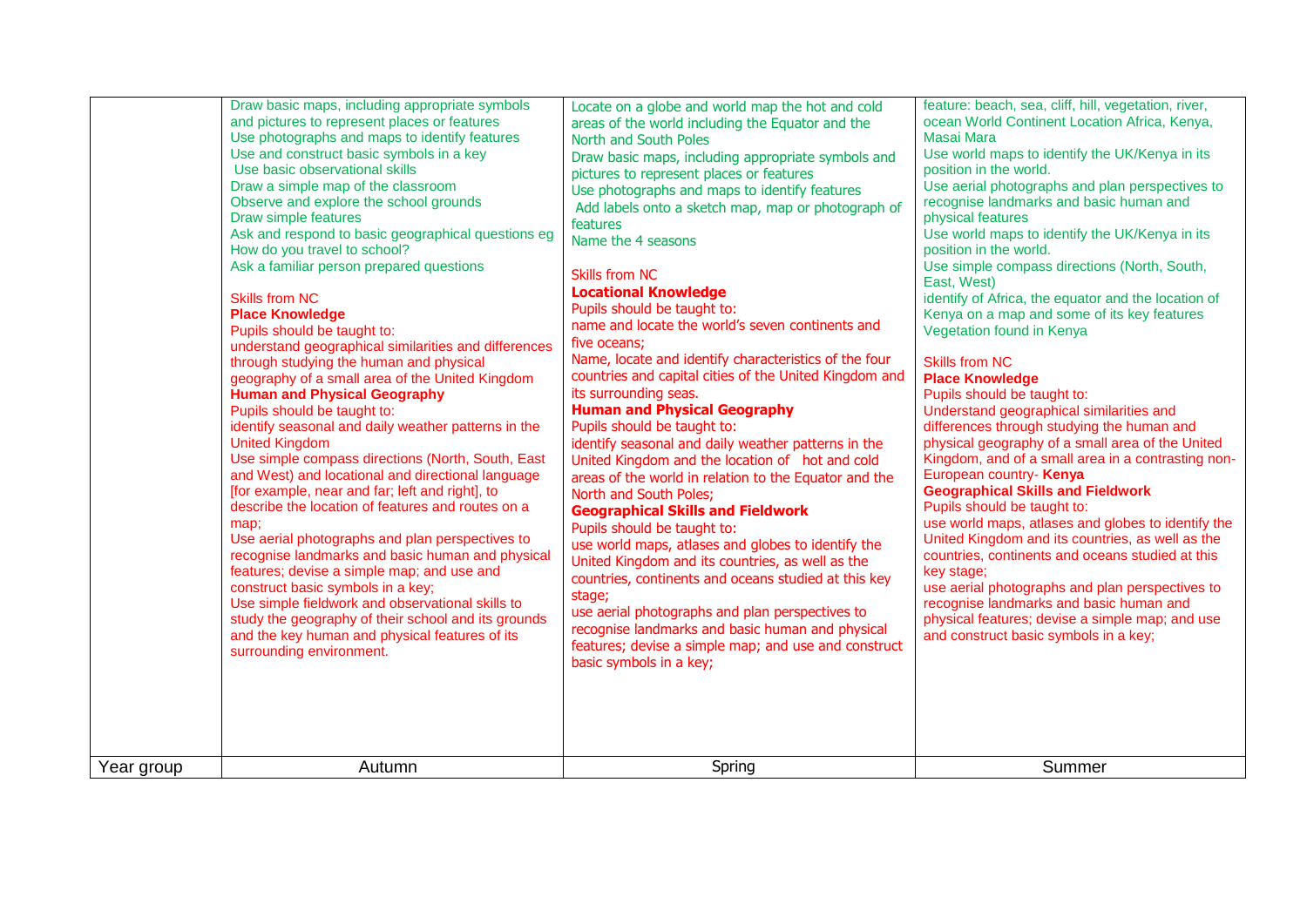| | | | |
|---|---|---|---|
| | Draw basic maps, including appropriate symbols and pictures to represent places or features<br>Use photographs and maps to identify features<br>Use and construct basic symbols in a key<br>Use basic observational skills<br>Draw a simple map of the classroom<br>Observe and explore the school grounds<br>Draw simple features<br>Ask and respond to basic geographical questions eg How do you travel to school?<br>Ask a familiar person prepared questions<br><br>Skills from NC<br>**Place Knowledge**<br>Pupils should be taught to:<br>understand geographical similarities and differences through studying the human and physical geography of a small area of the United Kingdom<br>**Human and Physical Geography**<br>Pupils should be taught to:<br>identify seasonal and daily weather patterns in the United Kingdom<br>Use simple compass directions (North, South, East and West) and locational and directional language [for example, near and far; left and right], to describe the location of features and routes on a map;<br>Use aerial photographs and plan perspectives to recognise landmarks and basic human and physical features; devise a simple map; and use and construct basic symbols in a key;<br>Use simple fieldwork and observational skills to study the geography of their school and its grounds and the key human and physical features of its surrounding environment. | Locate on a globe and world map the hot and cold areas of the world including the Equator and the North and South Poles<br>Draw basic maps, including appropriate symbols and pictures to represent places or features<br>Use photographs and maps to identify features<br>Add labels onto a sketch map, map or photograph of features<br>Name the 4 seasons<br><br>Skills from NC<br>**Locational Knowledge**<br>Pupils should be taught to:<br>name and locate the world's seven continents and five oceans;<br>Name, locate and identify characteristics of the four countries and capital cities of the United Kingdom and its surrounding seas.<br>**Human and Physical Geography**<br>Pupils should be taught to:<br>identify seasonal and daily weather patterns in the United Kingdom and the location of hot and cold areas of the world in relation to the Equator and the North and South Poles;<br>**Geographical Skills and Fieldwork**<br>Pupils should be taught to:<br>use world maps, atlases and globes to identify the United Kingdom and its countries, as well as the countries, continents and oceans studied at this key stage;<br>use aerial photographs and plan perspectives to recognise landmarks and basic human and physical features; devise a simple map; and use and construct basic symbols in a key; | feature: beach, sea, cliff, hill, vegetation, river, ocean World Continent Location Africa, Kenya, Masai Mara<br>Use world maps to identify the UK/Kenya in its position in the world.<br>Use aerial photographs and plan perspectives to recognise landmarks and basic human and physical features<br>Use world maps to identify the UK/Kenya in its position in the world.<br>Use simple compass directions (North, South, East, West)<br>identify of Africa, the equator and the location of Kenya on a map and some of its key features<br>Vegetation found in Kenya<br><br>Skills from NC<br>**Place Knowledge**<br>Pupils should be taught to:<br>Understand geographical similarities and differences through studying the human and physical geography of a small area of the United Kingdom, and of a small area in a contrasting non-European country- **Kenya**<br>**Geographical Skills and Fieldwork**<br>Pupils should be taught to:<br>use world maps, atlases and globes to identify the United Kingdom and its countries, as well as the countries, continents and oceans studied at this key stage;<br>use aerial photographs and plan perspectives to recognise landmarks and basic human and physical features; devise a simple map; and use and construct basic symbols in a key; |
| Year group | Autumn | Spring | Summer |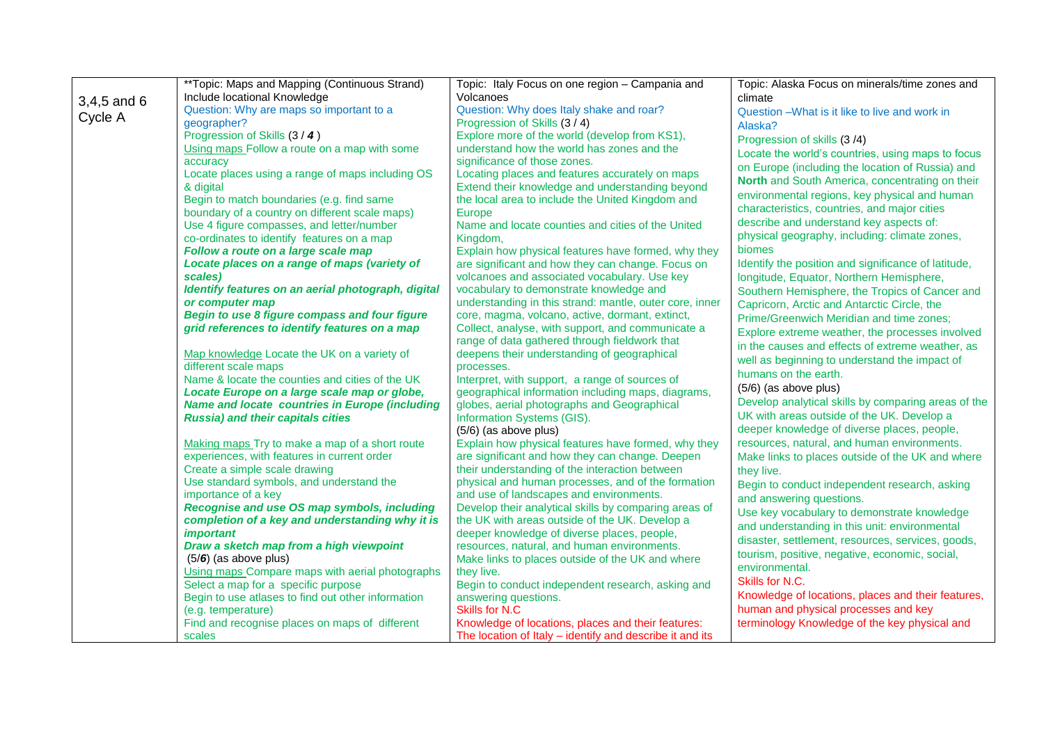| 3,4,5 and 6 Cycle A | **Topic: Maps and Mapping (Continuous Strand) Include locational Knowledge<br>Question: Why are maps so important to a geographer?<br>Progression of Skills (3 / ***4***)<br>Using maps Follow a route on a map with some accuracy<br>Locate places using a range of maps including OS & digital<br>Begin to match boundaries (e.g. find same boundary of a country on different scale maps)<br>Use 4 figure compasses, and letter/number co-ordinates to identify features on a map<br>***Follow a route on a large scale map***<br>***Locate places on a range of maps (variety of scales)***<br>***Identify features on an aerial photograph, digital or computer map***<br>***Begin to use 8 figure compass and four figure grid references to identify features on a map***<br><br>Map knowledge Locate the UK on a variety of different scale maps<br>Name & locate the counties and cities of the UK<br>***Locate Europe on a large scale map or globe,***<br>***Name and locate countries in Europe (including Russia) and their capitals cities***<br><br>Making maps Try to make a map of a short route experiences, with features in current order<br>Create a simple scale drawing<br>Use standard symbols, and understand the importance of a key<br>***Recognise and use OS map symbols, including completion of a key and understanding why it is important***<br>***Draw a sketch map from a high viewpoint***<br>(5/***6***) (as above plus)<br>Using maps Compare maps with aerial photographs<br>Select a map for a specific purpose<br>Begin to use atlases to find out other information (e.g. temperature)<br>Find and recognise places on maps of different scales | Topic: Italy Focus on one region – Campania and Volcanoes<br>Question: Why does Italy shake and roar?<br>Progression of Skills (3 / 4)<br>Explore more of the world (develop from KS1), understand how the world has zones and the significance of those zones.<br>Locating places and features accurately on maps<br>Extend their knowledge and understanding beyond the local area to include the United Kingdom and Europe<br>Name and locate counties and cities of the United Kingdom,<br>Explain how physical features have formed, why they are significant and how they can change. Focus on volcanoes and associated vocabulary. Use key vocabulary to demonstrate knowledge and understanding in this strand: mantle, outer core, inner core, magma, volcano, active, dormant, extinct,<br>Collect, analyse, with support, and communicate a range of data gathered through fieldwork that deepens their understanding of geographical processes.<br>Interpret, with support, a range of sources of geographical information including maps, diagrams, globes, aerial photographs and Geographical Information Systems (GIS).<br>(5/6) (as above plus)<br>Explain how physical features have formed, why they are significant and how they can change. Deepen their understanding of the interaction between physical and human processes, and of the formation and use of landscapes and environments.<br>Develop their analytical skills by comparing areas of the UK with areas outside of the UK. Develop a deeper knowledge of diverse places, people, resources, natural, and human environments.<br>Make links to places outside of the UK and where they live.<br>Begin to conduct independent research, asking and answering questions.<br>Skills for N.C<br>Knowledge of locations, places and their features: The location of Italy – identify and describe it and its | Topic: Alaska Focus on minerals/time zones and climate<br>Question –What is it like to live and work in Alaska?<br>Progression of skills (3 /4)<br>Locate the world's countries, using maps to focus on Europe (including the location of Russia) and **North** and South America, concentrating on their environmental regions, key physical and human characteristics, countries, and major cities<br>describe and understand key aspects of: physical geography, including: climate zones, biomes<br>Identify the position and significance of latitude, longitude, Equator, Northern Hemisphere, Southern Hemisphere, the Tropics of Cancer and Capricorn, Arctic and Antarctic Circle, the Prime/Greenwich Meridian and time zones;<br>Explore extreme weather, the processes involved in the causes and effects of extreme weather, as well as beginning to understand the impact of humans on the earth.<br>(5/6) (as above plus)<br>Develop analytical skills by comparing areas of the UK with areas outside of the UK. Develop a deeper knowledge of diverse places, people, resources, natural, and human environments.<br>Make links to places outside of the UK and where they live.<br>Begin to conduct independent research, asking and answering questions.<br>Use key vocabulary to demonstrate knowledge and understanding in this unit: environmental disaster, settlement, resources, services, goods, tourism, positive, negative, economic, social, environmental.<br>Skills for N.C.<br>Knowledge of locations, places and their features, human and physical processes and key terminology Knowledge of the key physical and |
|---|---|---|---|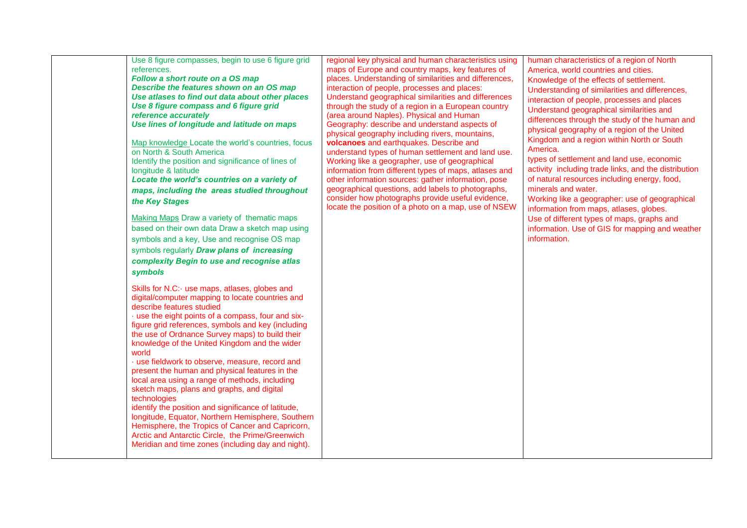| | | | |
|---|---|---|---|
| | Use 8 figure compasses, begin to use 6 figure grid references.<br>***Follow a short route on a OS map***<br>***Describe the features shown on an OS map***<br>***Use atlases to find out data about other places***<br>***Use 8 figure compass and 6 figure grid reference accurately***<br>***Use lines of longitude and latitude on maps***<br><br>Map knowledge Locate the world's countries, focus on North & South America<br>Identify the position and significance of lines of longitude & latitude<br>***Locate the world's countries on a variety of maps, including the areas studied throughout the Key Stages***<br><br>Making Maps Draw a variety of thematic maps based on their own data Draw a sketch map using symbols and a key, Use and recognise OS map symbols regularly ***Draw plans of increasing complexity Begin to use and recognise atlas symbols***<br><br>Skills for N.C:· use maps, atlases, globes and digital/computer mapping to locate countries and describe features studied<br>· use the eight points of a compass, four and six-figure grid references, symbols and key (including the use of Ordnance Survey maps) to build their knowledge of the United Kingdom and the wider world<br>· use fieldwork to observe, measure, record and present the human and physical features in the local area using a range of methods, including sketch maps, plans and graphs, and digital technologies<br>identify the position and significance of latitude, longitude, Equator, Northern Hemisphere, Southern Hemisphere, the Tropics of Cancer and Capricorn, Arctic and Antarctic Circle, the Prime/Greenwich Meridian and time zones (including day and night). | regional key physical and human characteristics using maps of Europe and country maps, key features of places. Understanding of similarities and differences, interaction of people, processes and places:<br>Understand geographical similarities and differences through the study of a region in a European country (area around Naples). Physical and Human Geography: describe and understand aspects of physical geography including rivers, mountains, **volcanoes** and earthquakes. Describe and understand types of human settlement and land use. Working like a geographer, use of geographical information from different types of maps, atlases and other information sources: gather information, pose geographical questions, add labels to photographs, consider how photographs provide useful evidence, locate the position of a photo on a map, use of NSEW | human characteristics of a region of North America, world countries and cities.<br>Knowledge of the effects of settlement.<br>Understanding of similarities and differences, interaction of people, processes and places<br>Understand geographical similarities and differences through the study of the human and physical geography of a region of the United Kingdom and a region within North or South America.<br>types of settlement and land use, economic activity including trade links, and the distribution of natural resources including energy, food, minerals and water.<br>Working like a geographer: use of geographical information from maps, atlases, globes.<br>Use of different types of maps, graphs and information. Use of GIS for mapping and weather information. |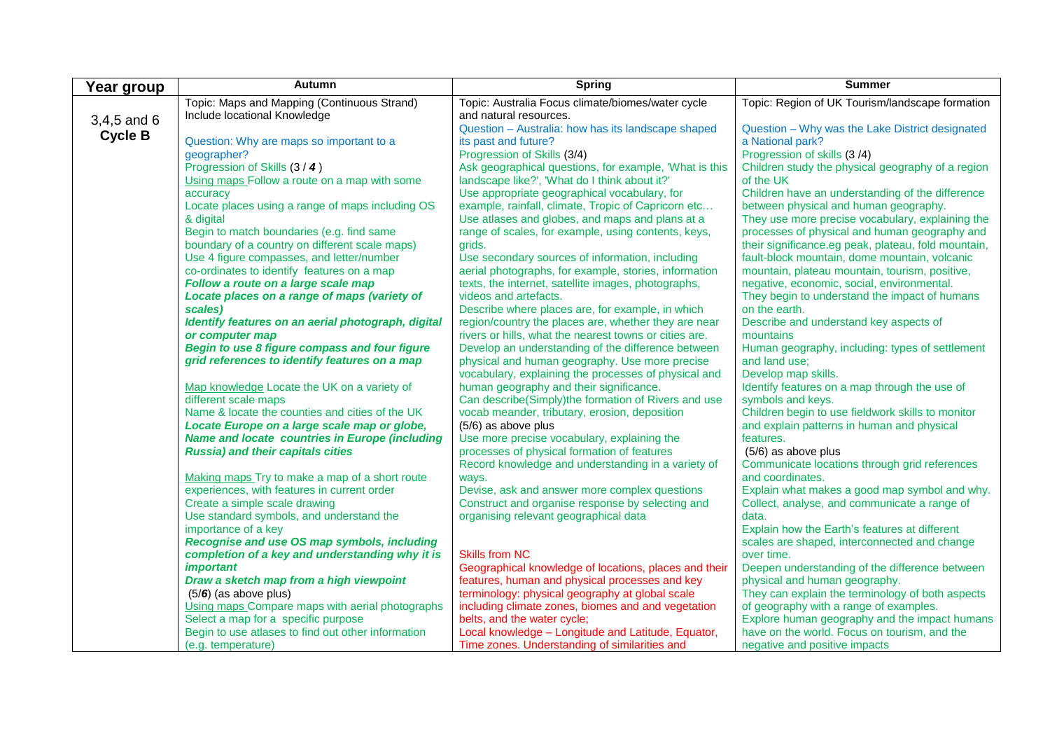| Year group | Autumn | Spring | Summer |
|---|---|---|---|
| 3,4,5 and 6 **Cycle B** | Topic: Maps and Mapping (Continuous Strand)<br>Include locational Knowledge<br><br>Question: Why are maps so important to a geographer?<br>Progression of Skills (3 / ***4*** )<br>Using maps Follow a route on a map with some accuracy<br>Locate places using a range of maps including OS & digital<br>Begin to match boundaries (e.g. find same boundary of a country on different scale maps)<br>Use 4 figure compasses, and letter/number co-ordinates to identify features on a map<br>***Follow a route on a large scale map***<br>***Locate places on a range of maps (variety of scales)***<br>***Identify features on an aerial photograph, digital or computer map***<br>***Begin to use 8 figure compass and four figure grid references to identify features on a map***<br><br>Map knowledge Locate the UK on a variety of different scale maps<br>Name & locate the counties and cities of the UK<br>***Locate Europe on a large scale map or globe,***<br>***Name and locate countries in Europe (including Russia) and their capitals cities***<br><br>Making maps Try to make a map of a short route experiences, with features in current order<br>Create a simple scale drawing<br>Use standard symbols, and understand the importance of a key<br>***Recognise and use OS map symbols, including completion of a key and understanding why it is important***<br>***Draw a sketch map from a high viewpoint***<br>(5/***6***) (as above plus)<br>Using maps Compare maps with aerial photographs<br>Select a map for a specific purpose<br>Begin to use atlases to find out other information (e.g. temperature) | Topic: Australia Focus climate/biomes/water cycle and natural resources.<br>Question – Australia: how has its landscape shaped its past and future?<br>Progression of Skills (3/4)<br>Ask geographical questions, for example, 'What is this landscape like?', 'What do I think about it?'<br>Use appropriate geographical vocabulary, for example, rainfall, climate, Tropic of Capricorn etc…<br>Use atlases and globes, and maps and plans at a range of scales, for example, using contents, keys, grids.<br>Use secondary sources of information, including aerial photographs, for example, stories, information texts, the internet, satellite images, photographs, videos and artefacts.<br>Describe where places are, for example, in which region/country the places are, whether they are near rivers or hills, what the nearest towns or cities are.<br>Develop an understanding of the difference between physical and human geography. Use more precise vocabulary, explaining the processes of physical and human geography and their significance.<br>Can describe(Simply)the formation of Rivers and use vocab meander, tributary, erosion, deposition<br>(5/6) as above plus<br>Use more precise vocabulary, explaining the processes of physical formation of features<br>Record knowledge and understanding in a variety of ways.<br>Devise, ask and answer more complex questions<br>Construct and organise response by selecting and organising relevant geographical data<br><br>Skills from NC<br>Geographical knowledge of locations, places and their features, human and physical processes and key terminology: physical geography at global scale including climate zones, biomes and and vegetation belts, and the water cycle;<br>Local knowledge – Longitude and Latitude, Equator, Time zones. Understanding of similarities and | Topic: Region of UK Tourism/landscape formation<br><br>Question – Why was the Lake District designated a National park?<br>Progression of skills (3 /4)<br>Children study the physical geography of a region of the UK<br>Children have an understanding of the difference between physical and human geography.<br>They use more precise vocabulary, explaining the processes of physical and human geography and their significance.eg peak, plateau, fold mountain, fault-block mountain, dome mountain, volcanic mountain, plateau mountain, tourism, positive, negative, economic, social, environmental.<br>They begin to understand the impact of humans on the earth.<br>Describe and understand key aspects of mountains<br>Human geography, including: types of settlement and land use;<br>Develop map skills.<br>Identify features on a map through the use of symbols and keys.<br>Children begin to use fieldwork skills to monitor and explain patterns in human and physical features.<br>(5/6) as above plus<br>Communicate locations through grid references and coordinates.<br>Explain what makes a good map symbol and why.<br>Collect, analyse, and communicate a range of data.<br>Explain how the Earth's features at different scales are shaped, interconnected and change over time.<br>Deepen understanding of the difference between physical and human geography.<br>They can explain the terminology of both aspects of geography with a range of examples.<br>Explore human geography and the impact humans have on the world. Focus on tourism, and the negative and positive impacts |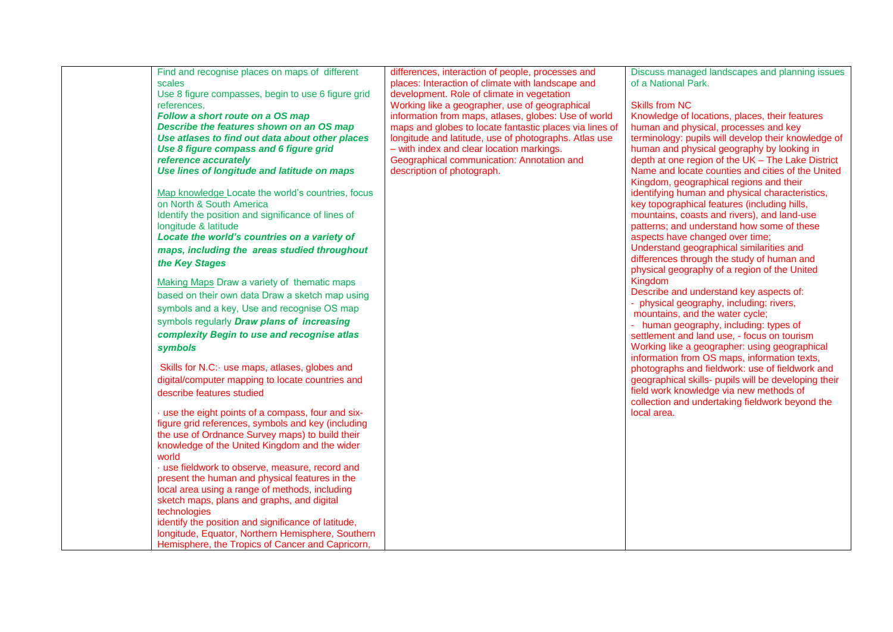| | | | |
|---|---|---|---|
| | Find and recognise places on maps of different scales<br>Use 8 figure compasses, begin to use 6 figure grid references.<br>***Follow a short route on a OS map***<br>***Describe the features shown on an OS map***<br>***Use atlases to find out data about other places***<br>***Use 8 figure compass and 6 figure grid reference accurately***<br>***Use lines of longitude and latitude on maps***<br><br>Map knowledge Locate the world's countries, focus on North & South America<br>Identify the position and significance of lines of longitude & latitude<br>***Locate the world's countries on a variety of maps, including the areas studied throughout the Key Stages***<br><br>Making Maps Draw a variety of thematic maps based on their own data Draw a sketch map using symbols and a key, Use and recognise OS map symbols regularly ***Draw plans of increasing complexity Begin to use and recognise atlas symbols***<br><br>Skills for N.C:· use maps, atlases, globes and digital/computer mapping to locate countries and describe features studied<br><br>· use the eight points of a compass, four and six-figure grid references, symbols and key (including the use of Ordnance Survey maps) to build their knowledge of the United Kingdom and the wider world<br>· use fieldwork to observe, measure, record and present the human and physical features in the local area using a range of methods, including sketch maps, plans and graphs, and digital technologies<br>identify the position and significance of latitude, longitude, Equator, Northern Hemisphere, Southern Hemisphere, the Tropics of Cancer and Capricorn, | differences, interaction of people, processes and places: Interaction of climate with landscape and development. Role of climate in vegetation<br>Working like a geographer, use of geographical information from maps, atlases, globes: Use of world maps and globes to locate fantastic places via lines of longitude and latitude, use of photographs. Atlas use – with index and clear location markings.<br>Geographical communication: Annotation and description of photograph. | Discuss managed landscapes and planning issues of a National Park.<br><br>Skills from NC<br>Knowledge of locations, places, their features human and physical, processes and key terminology: pupils will develop their knowledge of human and physical geography by looking in depth at one region of the UK – The Lake District<br>Name and locate counties and cities of the United Kingdom, geographical regions and their identifying human and physical characteristics, key topographical features (including hills, mountains, coasts and rivers), and land-use patterns; and understand how some of these aspects have changed over time;<br>Understand geographical similarities and differences through the study of human and physical geography of a region of the United Kingdom<br>Describe and understand key aspects of:<br>- physical geography, including: rivers, mountains, and the water cycle;<br>- human geography, including: types of settlement and land use, - focus on tourism<br>Working like a geographer: using geographical information from OS maps, information texts, photographs and fieldwork: use of fieldwork and geographical skills- pupils will be developing their field work knowledge via new methods of collection and undertaking fieldwork beyond the local area. |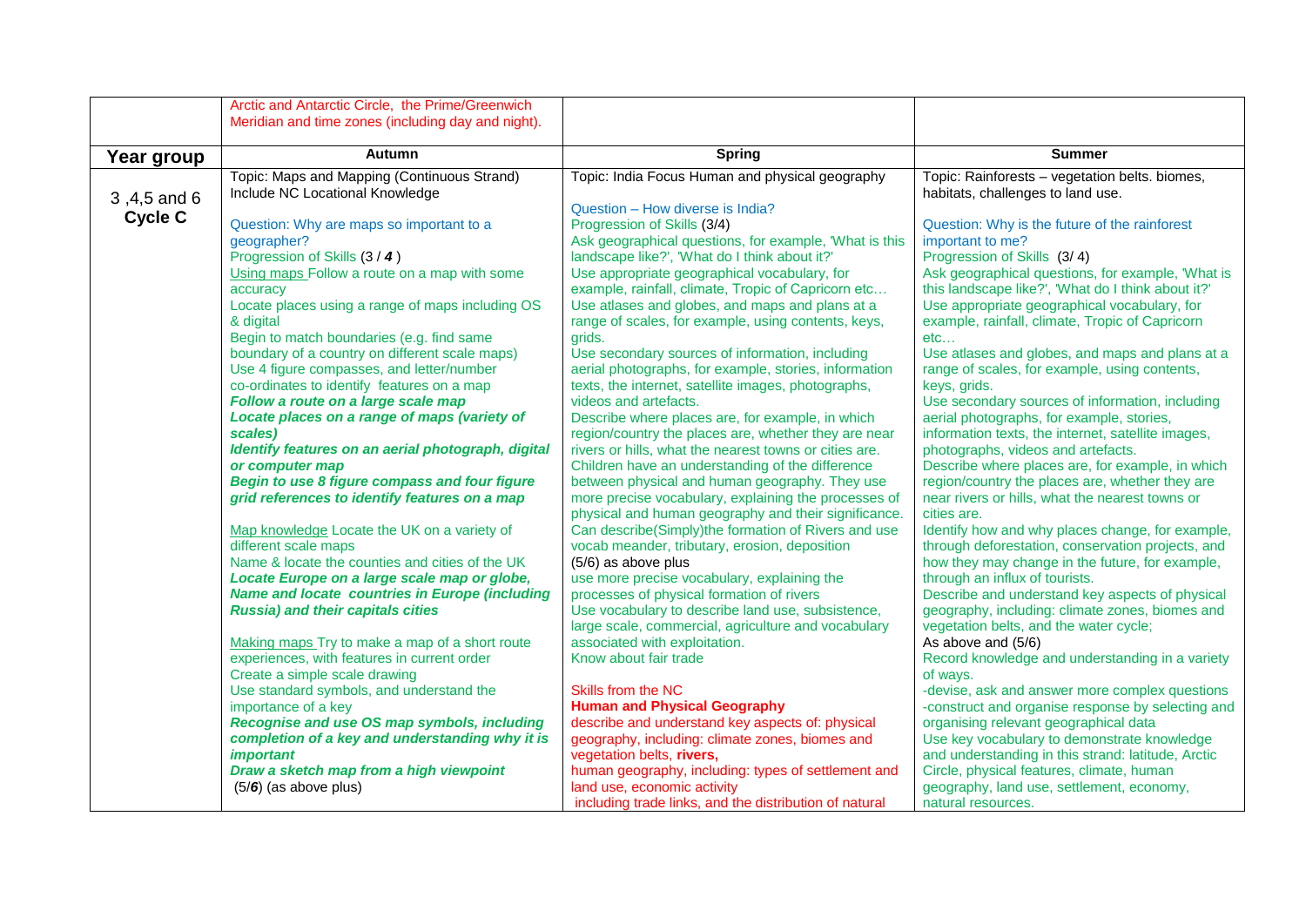| | Arctic and Antarctic Circle, the Prime/Greenwich Meridian and time zones (including day and night). | | |
|---|---|---|---|
| **Year group** | **Autumn** | **Spring** | **Summer** |
| 3 ,4,5 and 6 **Cycle C** | Topic: Maps and Mapping (Continuous Strand) Include NC Locational Knowledge<br><br>Question: Why are maps so important to a geographer?<br>Progression of Skills (3 / ***4*** )<br>Using maps Follow a route on a map with some accuracy<br>Locate places using a range of maps including OS & digital<br>Begin to match boundaries (e.g. find same boundary of a country on different scale maps)<br>Use 4 figure compasses, and letter/number co-ordinates to identify features on a map<br>***Follow a route on a large scale map***<br>***Locate places on a range of maps (variety of scales)***<br>***Identify features on an aerial photograph, digital or computer map***<br>***Begin to use 8 figure compass and four figure grid references to identify features on a map***<br><br>Map knowledge Locate the UK on a variety of different scale maps<br>Name & locate the counties and cities of the UK<br>***Locate Europe on a large scale map or globe,***<br>***Name and locate countries in Europe (including Russia) and their capitals cities***<br><br>Making maps Try to make a map of a short route experiences, with features in current order<br>Create a simple scale drawing<br>Use standard symbols, and understand the importance of a key<br>***Recognise and use OS map symbols, including completion of a key and understanding why it is important***<br>***Draw a sketch map from a high viewpoint***<br>(5/***6***) (as above plus) | Topic: India Focus Human and physical geography<br><br>Question – How diverse is India?<br>Progression of Skills (3/4)<br>Ask geographical questions, for example, 'What is this landscape like?', 'What do I think about it?'<br>Use appropriate geographical vocabulary, for example, rainfall, climate, Tropic of Capricorn etc…<br>Use atlases and globes, and maps and plans at a range of scales, for example, using contents, keys, grids.<br>Use secondary sources of information, including aerial photographs, for example, stories, information texts, the internet, satellite images, photographs, videos and artefacts.<br>Describe where places are, for example, in which region/country the places are, whether they are near rivers or hills, what the nearest towns or cities are.<br>Children have an understanding of the difference between physical and human geography. They use more precise vocabulary, explaining the processes of physical and human geography and their significance.<br>Can describe(Simply)the formation of Rivers and use vocab meander, tributary, erosion, deposition<br>(5/6) as above plus<br>use more precise vocabulary, explaining the processes of physical formation of rivers<br>Use vocabulary to describe land use, subsistence, large scale, commercial, agriculture and vocabulary associated with exploitation.<br>Know about fair trade<br><br>Skills from the NC<br>**Human and Physical Geography**<br>describe and understand key aspects of: physical geography, including: climate zones, biomes and vegetation belts, **rivers,**<br>human geography, including: types of settlement and land use, economic activity<br>including trade links, and the distribution of natural | Topic: Rainforests – vegetation belts. biomes, habitats, challenges to land use.<br><br>Question: Why is the future of the rainforest important to me?<br>Progression of Skills (3/ 4)<br>Ask geographical questions, for example, 'What is this landscape like?', 'What do I think about it?'<br>Use appropriate geographical vocabulary, for example, rainfall, climate, Tropic of Capricorn etc…<br>Use atlases and globes, and maps and plans at a range of scales, for example, using contents, keys, grids.<br>Use secondary sources of information, including aerial photographs, for example, stories, information texts, the internet, satellite images, photographs, videos and artefacts.<br>Describe where places are, for example, in which region/country the places are, whether they are near rivers or hills, what the nearest towns or cities are.<br>Identify how and why places change, for example, through deforestation, conservation projects, and how they may change in the future, for example, through an influx of tourists.<br>Describe and understand key aspects of physical geography, including: climate zones, biomes and vegetation belts, and the water cycle;<br>As above and (5/6)<br>Record knowledge and understanding in a variety of ways.<br>-devise, ask and answer more complex questions<br>-construct and organise response by selecting and organising relevant geographical data<br>Use key vocabulary to demonstrate knowledge and understanding in this strand: latitude, Arctic Circle, physical features, climate, human geography, land use, settlement, economy, natural resources. |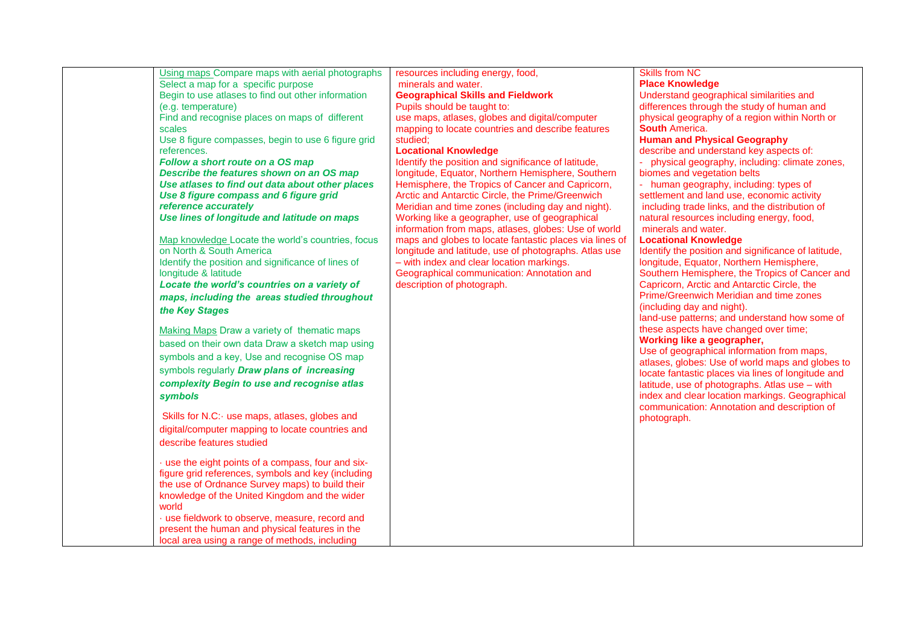| | | | |
|---|---|---|---|
| | Using maps Compare maps with aerial photographs Select a map for a specific purpose Begin to use atlases to find out other information (e.g. temperature) Find and recognise places on maps of different scales Use 8 figure compasses, begin to use 6 figure grid references. ***Follow a short route on a OS map*** ***Describe the features shown on an OS map*** ***Use atlases to find out data about other places*** ***Use 8 figure compass and 6 figure grid reference accurately*** ***Use lines of longitude and latitude on maps***<br><br>Map knowledge Locate the world's countries, focus on North & South America Identify the position and significance of lines of longitude & latitude ***Locate the world's countries on a variety of maps, including the areas studied throughout the Key Stages***<br><br>Making Maps Draw a variety of thematic maps based on their own data Draw a sketch map using symbols and a key, Use and recognise OS map symbols regularly ***Draw plans of increasing complexity Begin to use and recognise atlas symbols***<br><br>Skills for N.C:· use maps, atlases, globes and digital/computer mapping to locate countries and describe features studied<br><br>· use the eight points of a compass, four and six-figure grid references, symbols and key (including the use of Ordnance Survey maps) to build their knowledge of the United Kingdom and the wider world<br>· use fieldwork to observe, measure, record and present the human and physical features in the local area using a range of methods, including | resources including energy, food, minerals and water.<br>**Geographical Skills and Fieldwork**<br>Pupils should be taught to:<br>use maps, atlases, globes and digital/computer mapping to locate countries and describe features studied;<br>**Locational Knowledge**<br>Identify the position and significance of latitude, longitude, Equator, Northern Hemisphere, Southern Hemisphere, the Tropics of Cancer and Capricorn, Arctic and Antarctic Circle, the Prime/Greenwich Meridian and time zones (including day and night).<br>Working like a geographer, use of geographical information from maps, atlases, globes: Use of world maps and globes to locate fantastic places via lines of longitude and latitude, use of photographs. Atlas use – with index and clear location markings.<br>Geographical communication: Annotation and description of photograph. | Skills from NC<br>**Place Knowledge**<br>Understand geographical similarities and differences through the study of human and physical geography of a region within North or **South** America.<br>**Human and Physical Geography**<br>describe and understand key aspects of:<br>- physical geography, including: climate zones, biomes and vegetation belts<br>- human geography, including: types of settlement and land use, economic activity including trade links, and the distribution of natural resources including energy, food, minerals and water.<br>**Locational Knowledge**<br>Identify the position and significance of latitude, longitude, Equator, Northern Hemisphere, Southern Hemisphere, the Tropics of Cancer and Capricorn, Arctic and Antarctic Circle, the Prime/Greenwich Meridian and time zones (including day and night).<br>land-use patterns; and understand how some of these aspects have changed over time;<br>**Working like a geographer,**<br>Use of geographical information from maps, atlases, globes: Use of world maps and globes to locate fantastic places via lines of longitude and latitude, use of photographs. Atlas use – with index and clear location markings. Geographical communication: Annotation and description of photograph. |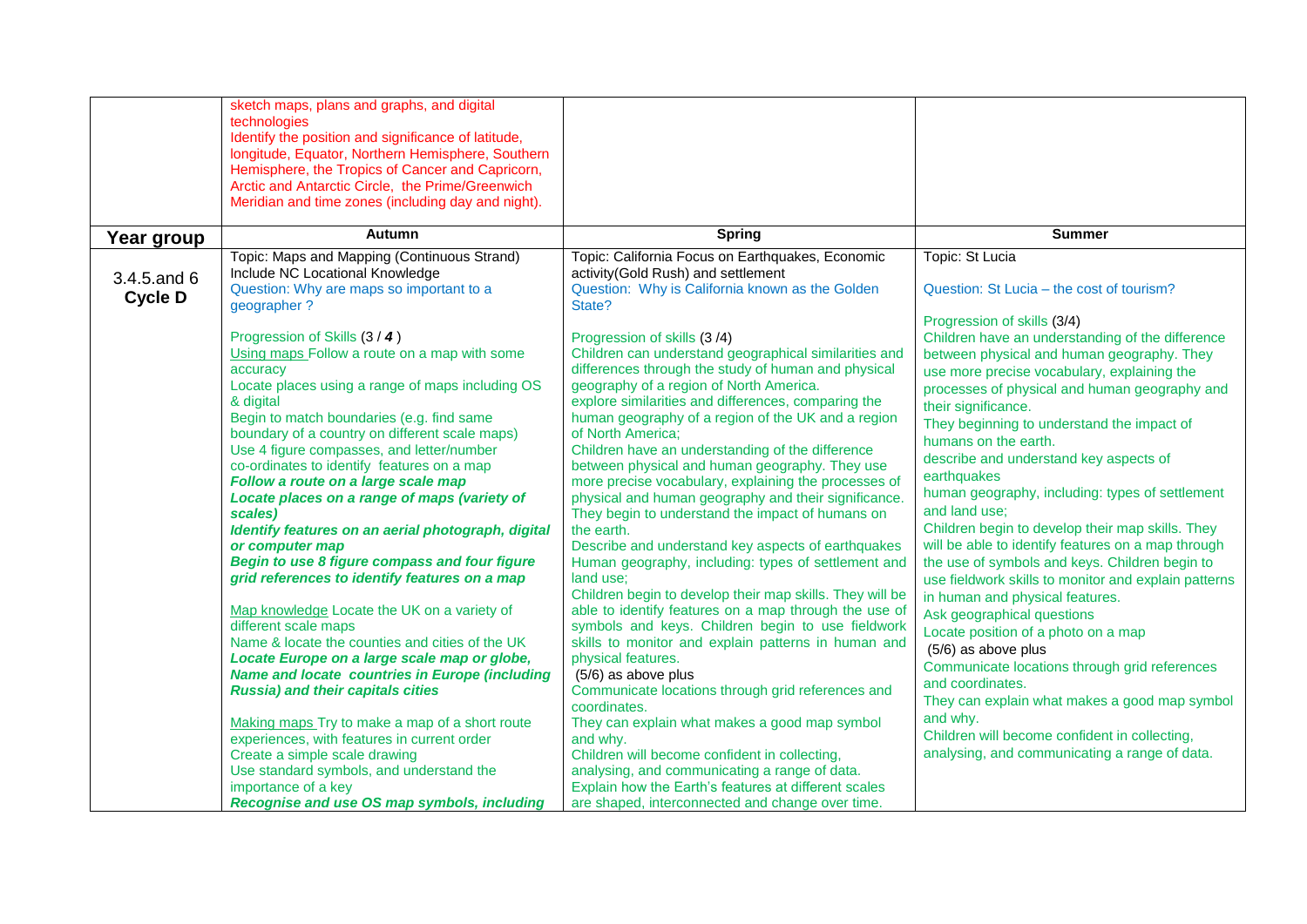| | | | |
|---|---|---|---|
| | sketch maps, plans and graphs, and digital technologies<br>Identify the position and significance of latitude, longitude, Equator, Northern Hemisphere, Southern Hemisphere, the Tropics of Cancer and Capricorn, Arctic and Antarctic Circle, the Prime/Greenwich Meridian and time zones (including day and night). | | |
| **Year group** | **Autumn** | **Spring** | **Summer** |
| 3.4.5.and 6<br>**Cycle D** | Topic: Maps and Mapping (Continuous Strand)<br>Include NC Locational Knowledge<br>Question: Why are maps so important to a geographer ?<br><br>Progression of Skills (3 / ***4*** )<br>Using maps Follow a route on a map with some accuracy<br>Locate places using a range of maps including OS & digital<br>Begin to match boundaries (e.g. find same boundary of a country on different scale maps)<br>Use 4 figure compasses, and letter/number co-ordinates to identify features on a map<br>***Follow a route on a large scale map***<br>***Locate places on a range of maps (variety of scales)***<br>***Identify features on an aerial photograph, digital or computer map***<br>***Begin to use 8 figure compass and four figure grid references to identify features on a map***<br><br>Map knowledge Locate the UK on a variety of different scale maps<br>Name & locate the counties and cities of the UK<br>***Locate Europe on a large scale map or globe,***<br>***Name and locate countries in Europe (including Russia) and their capitals cities***<br><br>Making maps Try to make a map of a short route experiences, with features in current order<br>Create a simple scale drawing<br>Use standard symbols, and understand the importance of a key<br>***Recognise and use OS map symbols, including*** | Topic: California Focus on Earthquakes, Economic activity(Gold Rush) and settlement<br>Question: Why is California known as the Golden State?<br><br>Progression of skills (3 /4)<br>Children can understand geographical similarities and differences through the study of human and physical geography of a region of North America.<br>explore similarities and differences, comparing the human geography of a region of the UK and a region of North America;<br>Children have an understanding of the difference between physical and human geography. They use more precise vocabulary, explaining the processes of physical and human geography and their significance. They begin to understand the impact of humans on the earth.<br>Describe and understand key aspects of earthquakes<br>Human geography, including: types of settlement and land use;<br>Children begin to develop their map skills. They will be able to identify features on a map through the use of symbols and keys. Children begin to use fieldwork skills to monitor and explain patterns in human and physical features.<br>(5/6) as above plus<br>Communicate locations through grid references and coordinates.<br>They can explain what makes a good map symbol and why.<br>Children will become confident in collecting, analysing, and communicating a range of data.<br>Explain how the Earth's features at different scales are shaped, interconnected and change over time. | Topic: St Lucia<br><br>Question: St Lucia – the cost of tourism?<br><br>Progression of skills (3/4)<br>Children have an understanding of the difference between physical and human geography. They use more precise vocabulary, explaining the processes of physical and human geography and their significance.<br>They beginning to understand the impact of humans on the earth.<br>describe and understand key aspects of earthquakes<br>human geography, including: types of settlement and land use;<br>Children begin to develop their map skills. They will be able to identify features on a map through the use of symbols and keys. Children begin to use fieldwork skills to monitor and explain patterns in human and physical features.<br>Ask geographical questions<br>Locate position of a photo on a map<br>(5/6) as above plus<br>Communicate locations through grid references and coordinates.<br>They can explain what makes a good map symbol and why.<br>Children will become confident in collecting, analysing, and communicating a range of data. |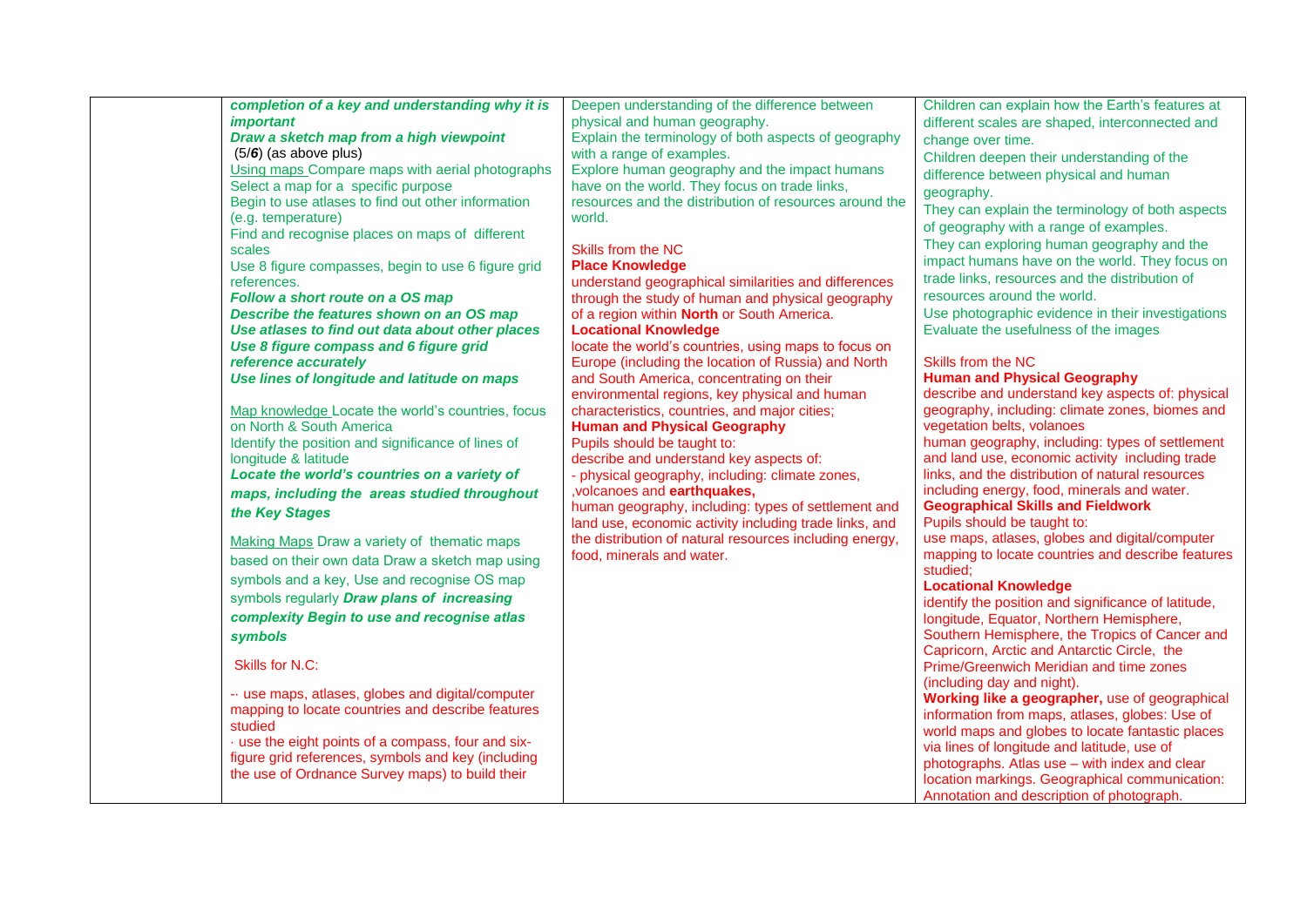| | | | |
|---|---|---|---|
| | ***completion of a key and understanding why it is important***<br>***Draw a sketch map from a high viewpoint***<br>(5/***6***) (as above plus)<br>Using maps Compare maps with aerial photographs<br>Select a map for a specific purpose<br>Begin to use atlases to find out other information (e.g. temperature)<br>Find and recognise places on maps of different scales<br>Use 8 figure compasses, begin to use 6 figure grid references.<br>***Follow a short route on a OS map***<br>***Describe the features shown on an OS map***<br>***Use atlases to find out data about other places***<br>***Use 8 figure compass and 6 figure grid reference accurately***<br>***Use lines of longitude and latitude on maps***<br><br>Map knowledge Locate the world's countries, focus on North & South America<br>Identify the position and significance of lines of longitude & latitude<br>***Locate the world's countries on a variety of maps, including the areas studied throughout the Key Stages***<br><br>Making Maps Draw a variety of thematic maps based on their own data Draw a sketch map using symbols and a key, Use and recognise OS map symbols regularly ***Draw plans of increasing complexity Begin to use and recognise atlas symbols***<br><br>Skills for N.C:<br><br>-· use maps, atlases, globes and digital/computer mapping to locate countries and describe features studied<br>· use the eight points of a compass, four and six-figure grid references, symbols and key (including the use of Ordnance Survey maps) to build their | Deepen understanding of the difference between physical and human geography.<br>Explain the terminology of both aspects of geography with a range of examples.<br>Explore human geography and the impact humans have on the world. They focus on trade links, resources and the distribution of resources around the world.<br><br>Skills from the NC<br>**Place Knowledge**<br>understand geographical similarities and differences through the study of human and physical geography of a region within **North** or South America.<br>**Locational Knowledge**<br>locate the world's countries, using maps to focus on Europe (including the location of Russia) and North and South America, concentrating on their environmental regions, key physical and human characteristics, countries, and major cities;<br>**Human and Physical Geography**<br>Pupils should be taught to:<br>describe and understand key aspects of:<br>- physical geography, including: climate zones, ,volcanoes and **earthquakes,**<br>human geography, including: types of settlement and land use, economic activity including trade links, and the distribution of natural resources including energy, food, minerals and water. | Children can explain how the Earth's features at different scales are shaped, interconnected and change over time.<br>Children deepen their understanding of the difference between physical and human geography.<br>They can explain the terminology of both aspects of geography with a range of examples.<br>They can exploring human geography and the impact humans have on the world. They focus on trade links, resources and the distribution of resources around the world.<br>Use photographic evidence in their investigations<br>Evaluate the usefulness of the images<br><br>Skills from the NC<br>**Human and Physical Geography**<br>describe and understand key aspects of: physical geography, including: climate zones, biomes and vegetation belts, volanoes<br>human geography, including: types of settlement and land use, economic activity including trade links, and the distribution of natural resources including energy, food, minerals and water.<br>**Geographical Skills and Fieldwork**<br>Pupils should be taught to:<br>use maps, atlases, globes and digital/computer mapping to locate countries and describe features studied;<br>**Locational Knowledge**<br>identify the position and significance of latitude, longitude, Equator, Northern Hemisphere, Southern Hemisphere, the Tropics of Cancer and Capricorn, Arctic and Antarctic Circle, the Prime/Greenwich Meridian and time zones (including day and night).<br>**Working like a geographer,** use of geographical information from maps, atlases, globes: Use of world maps and globes to locate fantastic places via lines of longitude and latitude, use of photographs. Atlas use – with index and clear location markings. Geographical communication: Annotation and description of photograph. |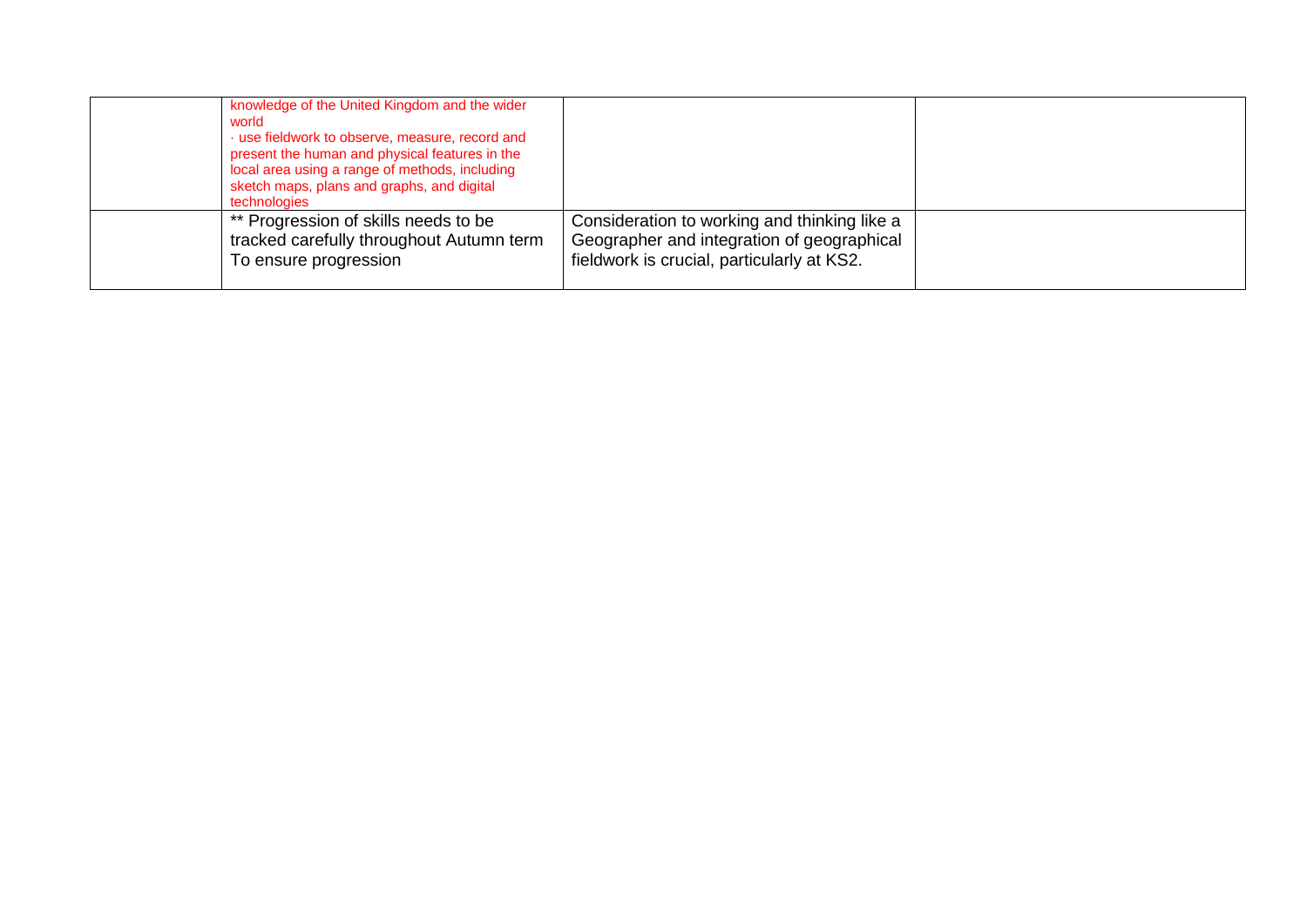| | | | |
|---|---|---|---|
| | knowledge of the United Kingdom and the wider world<br>· use fieldwork to observe, measure, record and present the human and physical features in the local area using a range of methods, including sketch maps, plans and graphs, and digital technologies | | |
| | ** Progression of skills needs to be tracked carefully throughout Autumn term To ensure progression | Consideration to working and thinking like a Geographer and integration of geographical fieldwork is crucial, particularly at KS2. | |